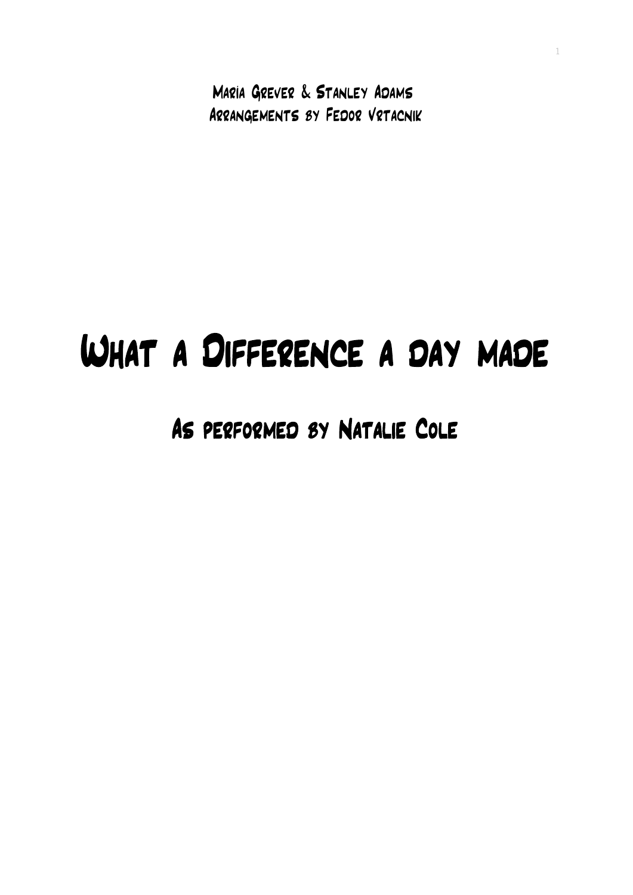Maria Grever & Stanley Adams
Arrangements by Fedor Vrtacnik

# What a Difference a day made

## As performed by Natalie Cole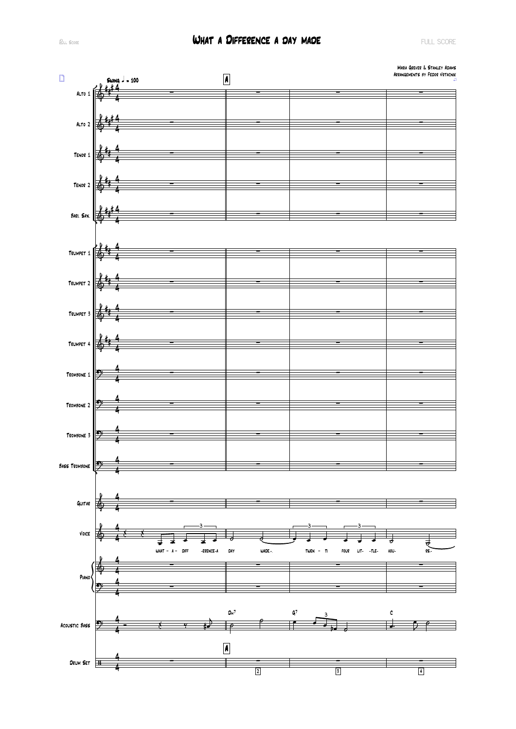# What a Difference a day made

Maria Grever & Stanley Adams
Arrangements by Fedor Vrtacnik

Swing ♩ = 100

What - a - diff -erence-a day made-. Twen - ti four lit- -tle- hou- rs.-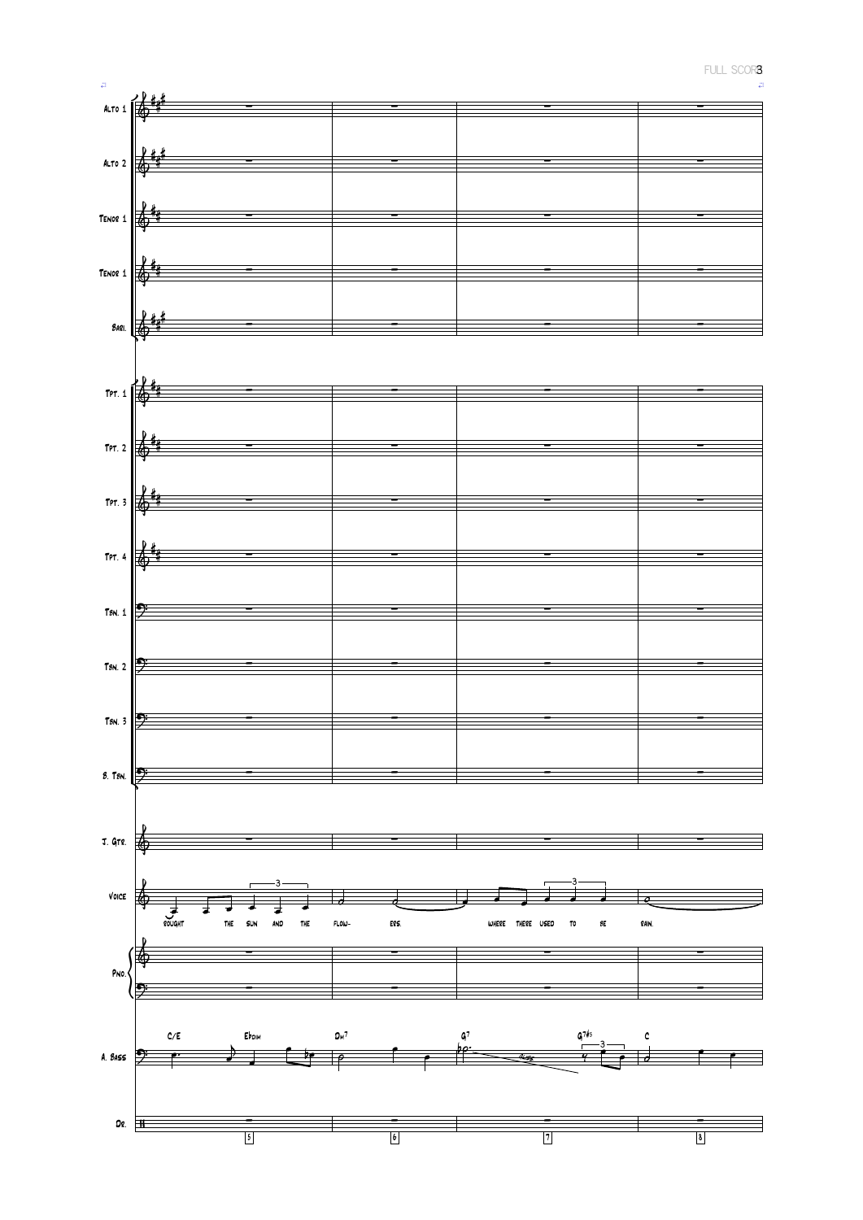Alto 1

Alto 2

Tenor 1

Tenor 1

Bari.

Tpt. 1

Tpt. 2

Tpt. 3

Tpt. 4

Tbn. 1

Tbn. 2

Tbn. 3

B. Tbn.

J. Gtr.

Voice

BOUGHT THE SUN AND THE FLOW- ERS. WHERE THERE USED TO BE RAIN.

Pno.

A. Bass

C/E E♭dim Dm7 G7 G7♯5 C

Dr.

5 6 7 8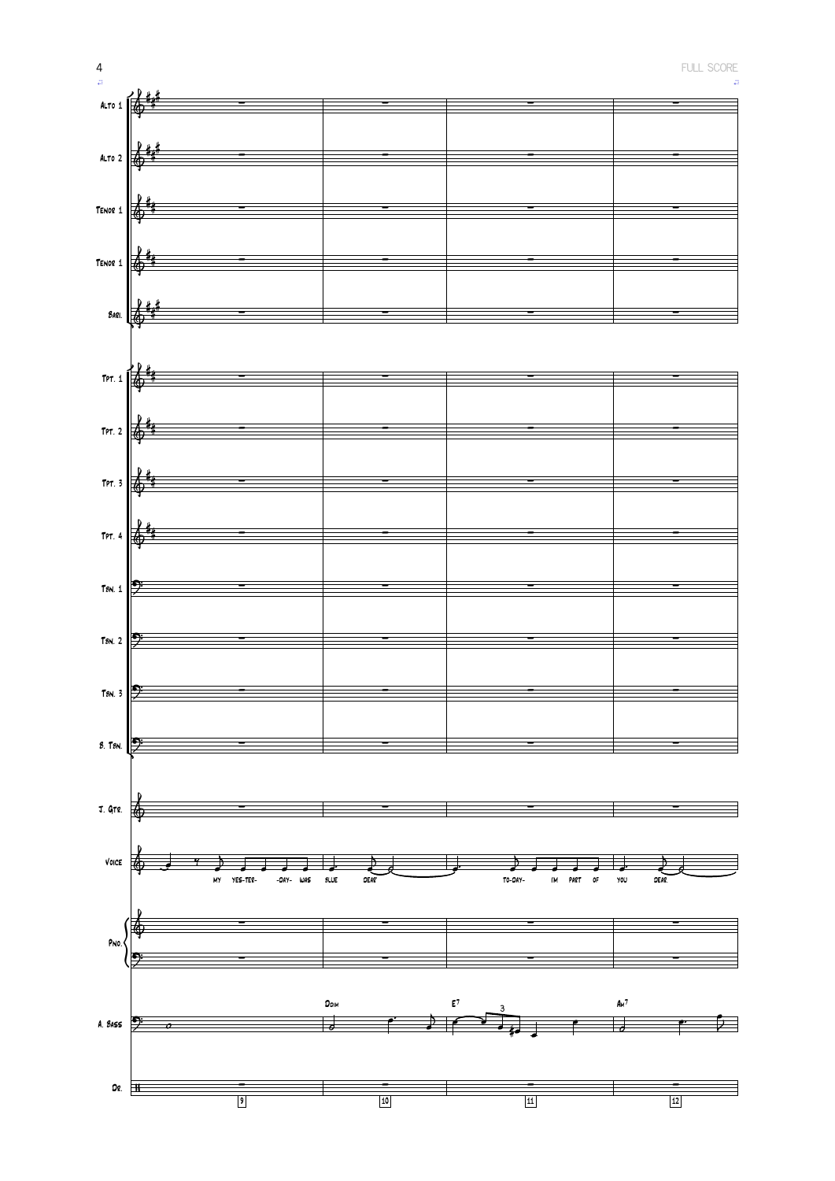Alto 1

Alto 2

Tenor 1

Tenor 1

Bari.

Tpt. 1

Tpt. 2

Tpt. 3

Tpt. 4

Tbn. 1

Tbn. 2

Tbn. 3

B. Tbn.

J. Gtr.

Voice: My yes-ter- -day- was blue dear to-day- I'm part of you dear.

Pno.

A. Bass: Ddim E7 Am7

Dr.

9 10 11 12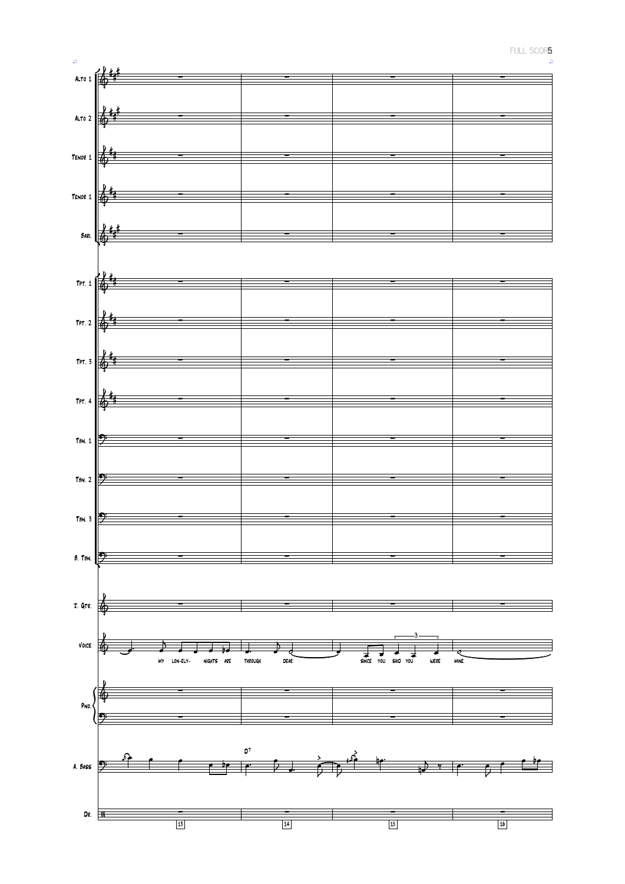Alto 1

Alto 2

Tenor 1

Tenor 1

Bari.

Tpt. 1

Tpt. 2

Tpt. 3

Tpt. 4

Tbn. 1

Tbn. 2

Tbn. 3

B. Tbn.

J. Gtr.

Voice

my lon-ely- nights are through dear. since you said you were mine.

Pno.

A. Bass

D7

Dr.

13 14 15 16